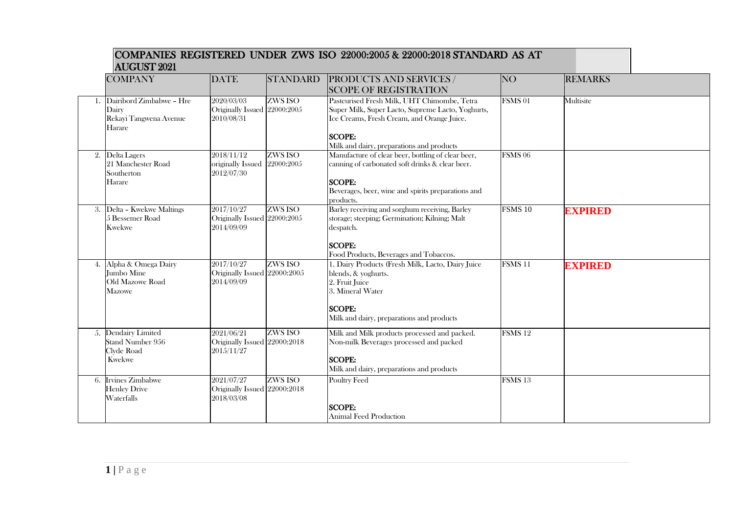# COMPANIES REGISTERED UNDER ZWS ISO 22000:2005 & 22000:2018 STANDARD AS AT AUGUST 2021

| | COMPANY | DATE | STANDARD | PRODUCTS AND SERVICES / SCOPE OF REGISTRATION | NO | REMARKS |
|---|---|---|---|---|---|---|
| 1. | Dairibord Zimbabwe – Hre Dairy<br>Rekayi Tangwena Avenue<br>Harare | 2020/03/03<br>Originally Issued<br>2010/08/31 | ZWS ISO<br>22000:2005 | Pasteurised Fresh Milk, UHT Chimombe, Tetra Super Milk, Super Lacto, Supreme Lacto, Yoghurts, Ice Creams, Fresh Cream, and Orange Juice.<br><br>**SCOPE:**<br>Milk and dairy, preparations and products | FSMS 01 | Multisite |
| 2. | Delta Lagers<br>21 Manchester Road<br>Southerton<br>Harare | 2018/11/12<br>originally Issued<br>2012/07/30 | ZWS ISO<br>22000:2005 | Manufacture of clear beer, bottling of clear beer, canning of carbonated soft drinks & clear beer.<br><br>**SCOPE:**<br>Beverages, beer, wine and spirits preparations and products. | FSMS 06 | |
| 3. | Delta – Kwekwe Maltings<br>5 Bessemer Road<br>Kwekwe | 2017/10/27<br>Originally Issued<br>2014/09/09 | ZWS ISO<br>22000:2005 | Barley receiving and sorghum receiving, Barley storage; steeping; Germination; Kilning; Malt despatch.<br><br>**SCOPE:**<br>Food Products, Beverages and Tobaccos. | FSMS 10 | **EXPIRED** |
| 4. | Alpha & Omega Dairy<br>Jumbo Mine<br>Old Mazowe Road<br>Mazowe | 2017/10/27<br>Originally Issued<br>2014/09/09 | ZWS ISO<br>22000:2005 | 1. Dairy Products (Fresh Milk, Lacto, Dairy Juice blends, & yoghurts.<br>2. Fruit Juice<br>3. Mineral Water<br><br>**SCOPE:**<br>Milk and dairy, preparations and products | FSMS 11 | **EXPIRED** |
| 5. | Dendairy Limited<br>Stand Number 956<br>Clyde Road<br>Kwekwe | 2021/06/21<br>Originally Issued<br>2015/11/27 | ZWS ISO<br>22000:2018 | Milk and Milk products processed and packed.<br>Non-milk Beverages processed and packed<br><br>**SCOPE:**<br>Milk and dairy, preparations and products | FSMS 12 | |
| 6. | Irvines Zimbabwe<br>Henley Drive<br>Waterfalls | 2021/07/27<br>Originally Issued<br>2018/03/08 | ZWS ISO<br>22000:2018 | Poultry Feed<br><br>**SCOPE:**<br>Animal Feed Production | FSMS 13 | |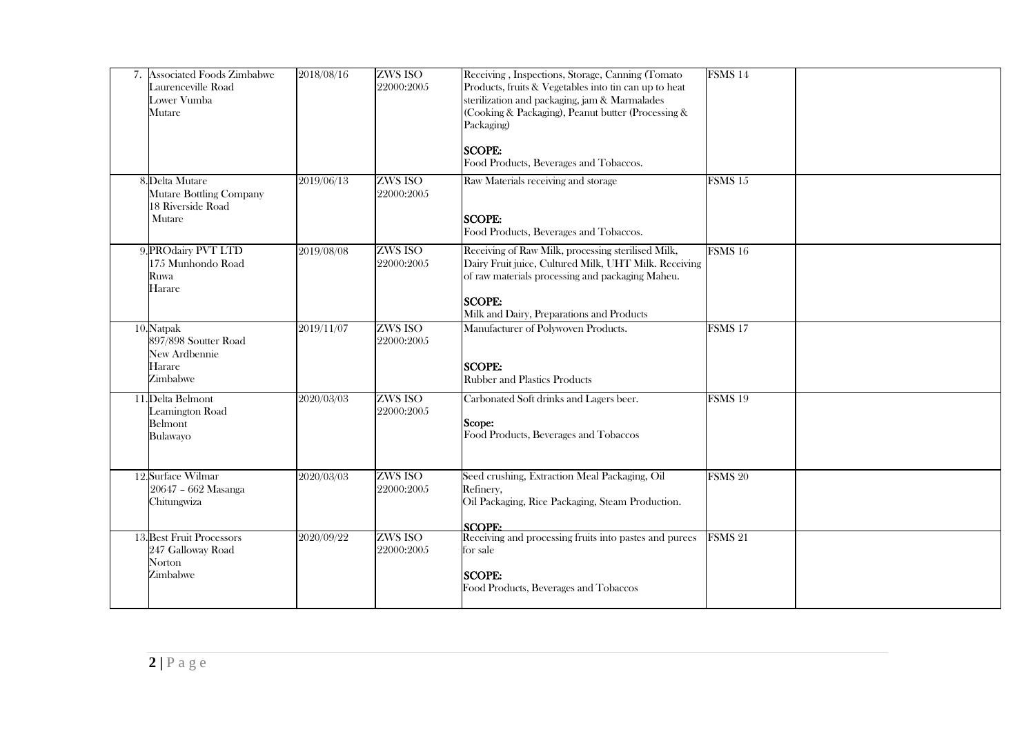| | | | | | |
|---|---|---|---|---|---|
| 7. Associated Foods Zimbabwe<br>Laurenceville Road<br>Lower Vumba<br>Mutare | 2018/08/16 | ZWS ISO 22000:2005 | Receiving , Inspections, Storage, Canning (Tomato Products, fruits & Vegetables into tin can up to heat sterilization and packaging, jam & Marmalades (Cooking & Packaging), Peanut butter (Processing & Packaging)<br><br>**SCOPE:**<br>Food Products, Beverages and Tobaccos. | FSMS 14 | |
| 8. Delta Mutare<br>Mutare Bottling Company<br>18 Riverside Road<br>Mutare | 2019/06/13 | ZWS ISO 22000:2005 | Raw Materials receiving and storage<br><br>**SCOPE:**<br>Food Products, Beverages and Tobaccos. | FSMS 15 | |
| 9. PROdairy PVT LTD<br>175 Munhondo Road<br>Ruwa<br>Harare | 2019/08/08 | ZWS ISO 22000:2005 | Receiving of Raw Milk, processing sterilised Milk, Dairy Fruit juice, Cultured Milk, UHT Milk. Receiving of raw materials processing and packaging Maheu.<br><br>**SCOPE:**<br>Milk and Dairy, Preparations and Products | FSMS 16 | |
| 10. Natpak<br>897/898 Soutter Road<br>New Ardbennie<br>Harare<br>Zimbabwe | 2019/11/07 | ZWS ISO 22000:2005 | Manufacturer of Polywoven Products.<br><br>**SCOPE:**<br>Rubber and Plastics Products | FSMS 17 | |
| 11. Delta Belmont<br>Leamington Road<br>Belmont<br>Bulawayo | 2020/03/03 | ZWS ISO 22000:2005 | Carbonated Soft drinks and Lagers beer.<br><br>**Scope:**<br>Food Products, Beverages and Tobaccos | FSMS 19 | |
| 12. Surface Wilmar<br>20647 – 662 Masanga<br>Chitungwiza | 2020/03/03 | ZWS ISO 22000:2005 | Seed crushing, Extraction Meal Packaging, Oil Refinery,<br>Oil Packaging, Rice Packaging, Steam Production.<br><br>**SCOPE:** | FSMS 20 | |
| 13. Best Fruit Processors<br>247 Galloway Road<br>Norton<br>Zimbabwe | 2020/09/22 | ZWS ISO 22000:2005 | Receiving and processing fruits into pastes and purees for sale<br><br>**SCOPE:**<br>Food Products, Beverages and Tobaccos | FSMS 21 | |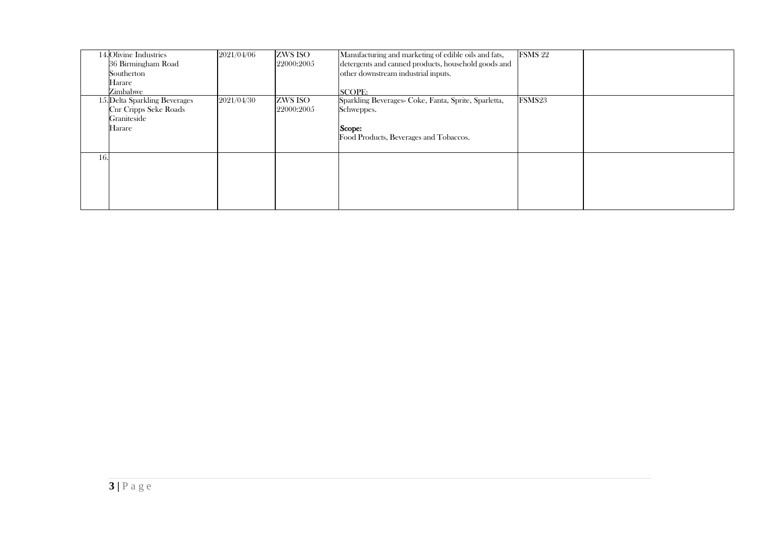| | | | | | |
|---|---|---|---|---|---|
| 14. Olivine Industries<br>36 Birmingham Road<br>Southerton<br>Harare<br>Zimbabwe | 2021/04/06 | ZWS ISO 22000:2005 | Manufacturing and marketing of edible oils and fats, detergents and canned products, household goods and other downstream industrial inputs.<br><br>SCOPE: | FSMS 22 | |
| 15. Delta Sparkling Beverages<br>Cnr Cripps Seke Roads<br>Graniteside<br>Harare | 2021/04/30 | ZWS ISO 22000:2005 | Sparkling Beverages- Coke, Fanta, Sprite, Sparletta, Schweppes.<br><br>**Scope:**<br>Food Products, Beverages and Tobaccos. | FSMS23 | |
| 16. | | | | | |